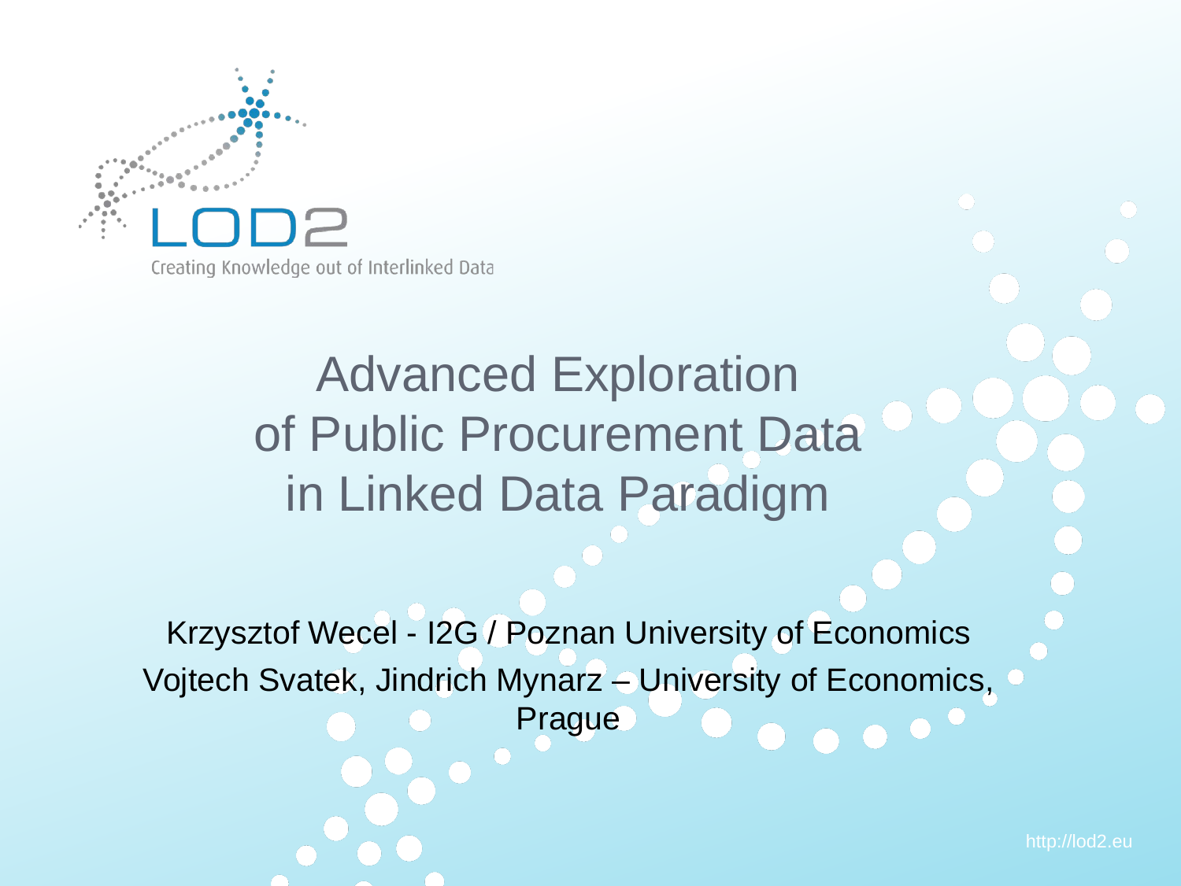LOD2

Creating Knowledge out of Interlinked Data

# Advanced Exploration of Public Procurement Data in Linked Data Paradigm

Krzysztof Wecel - I2G / Poznan University of Economics

Vojtech Svatek, Jindrich Mynarz – University of Economics, Prague

http://lod2.eu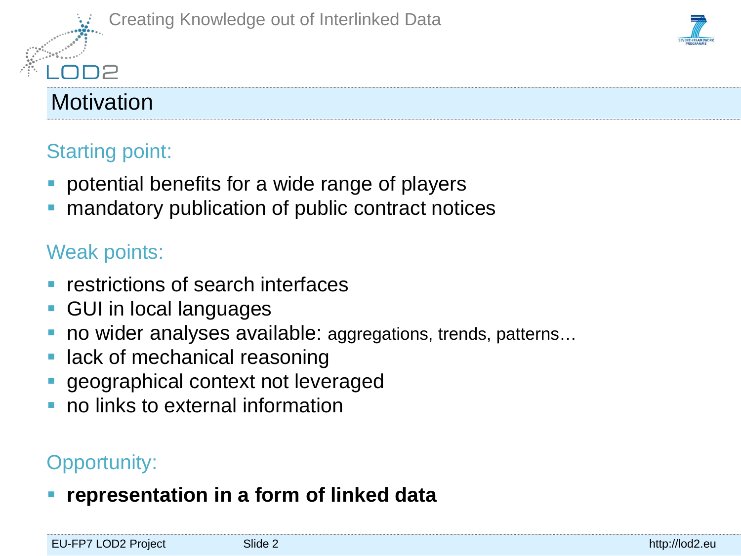# Motivation

## Starting point:

- potential benefits for a wide range of players
- mandatory publication of public contract notices

## Weak points:

- restrictions of search interfaces
- GUI in local languages
- no wider analyses available: aggregations, trends, patterns…
- lack of mechanical reasoning
- geographical context not leveraged
- no links to external information

## Opportunity:

- **representation in a form of linked data**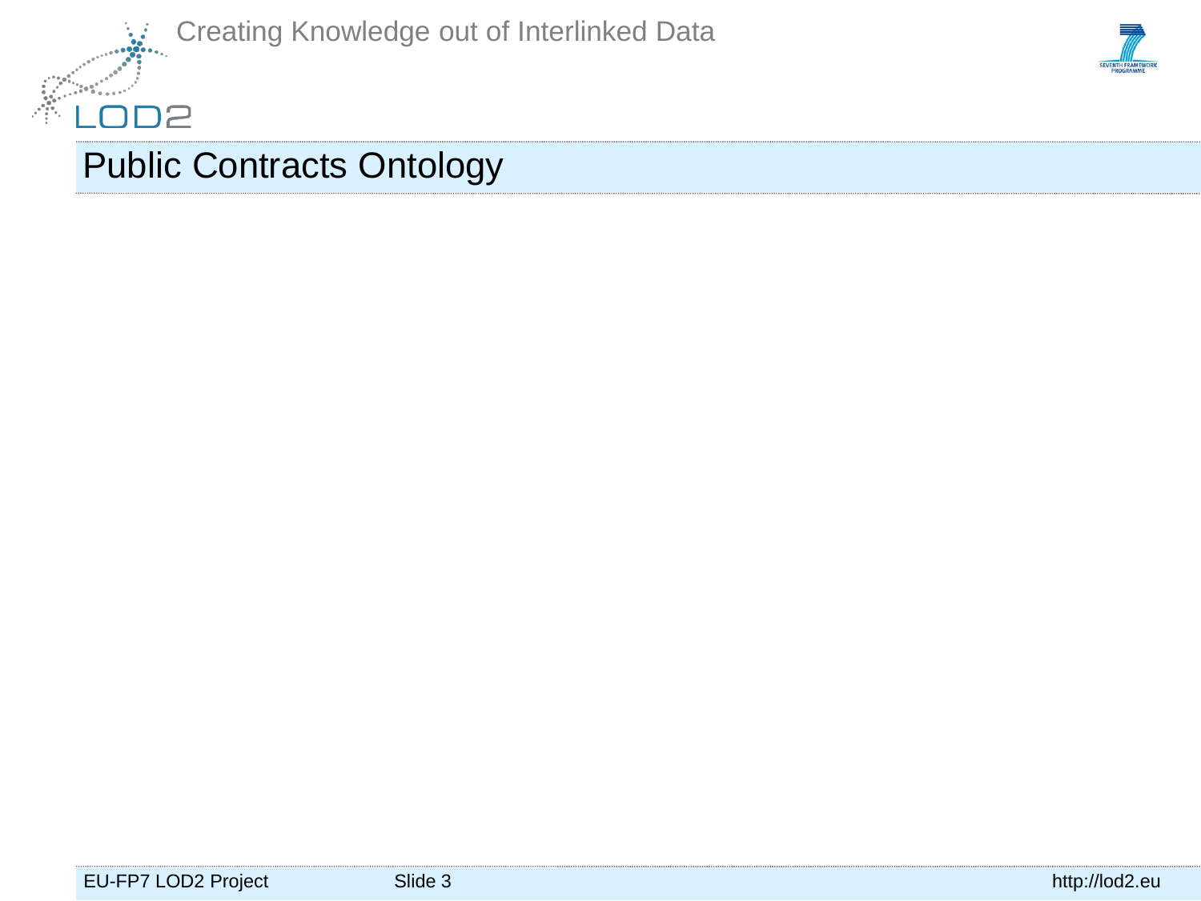# Public Contracts Ontology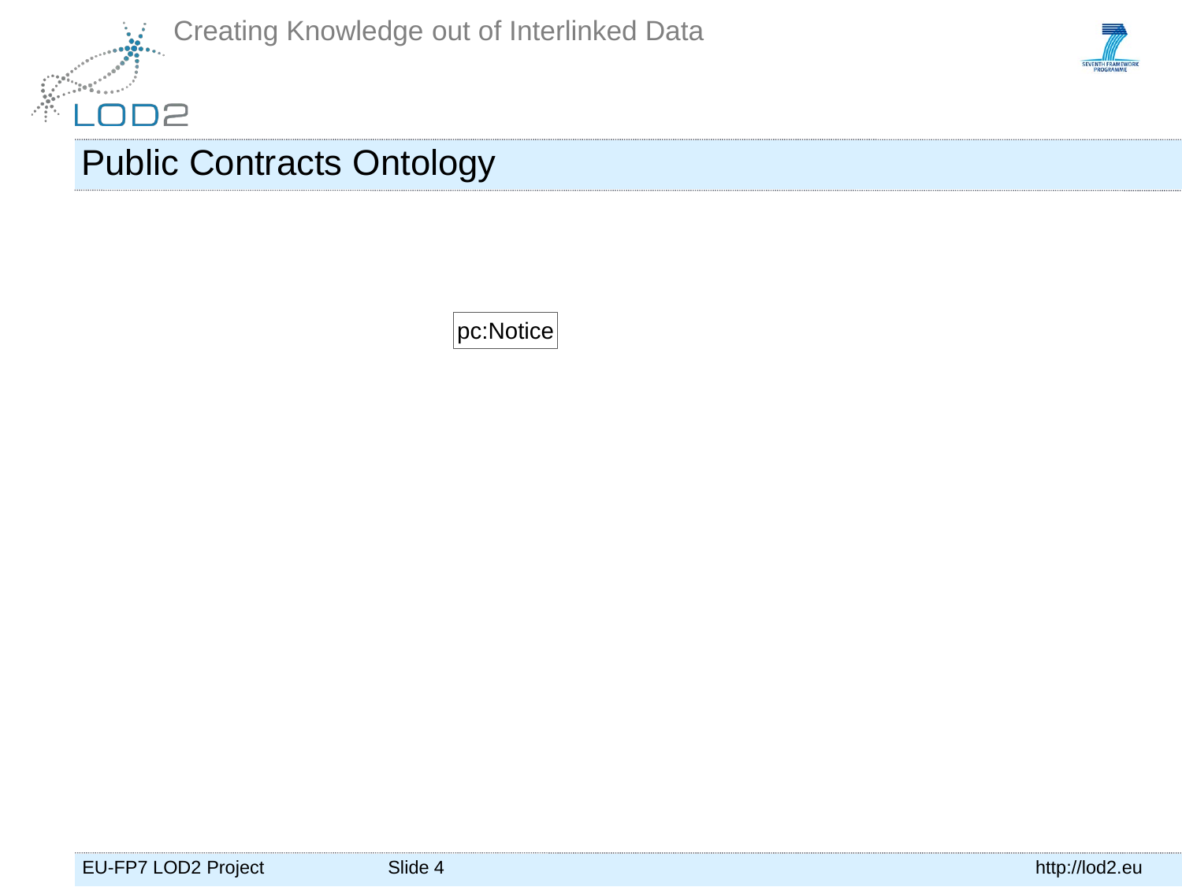# Public Contracts Ontology

pc:Notice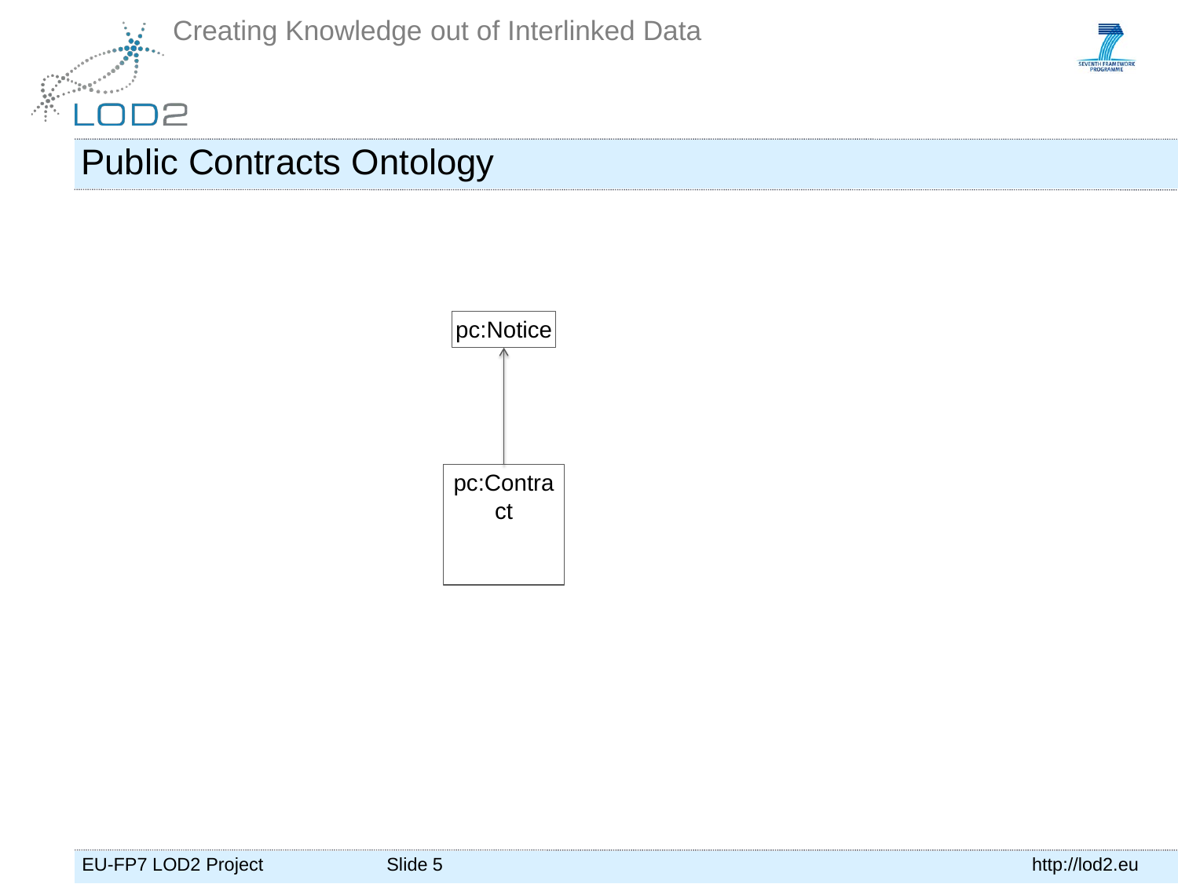# Public Contracts Ontology

pc:Notice

pc:Contract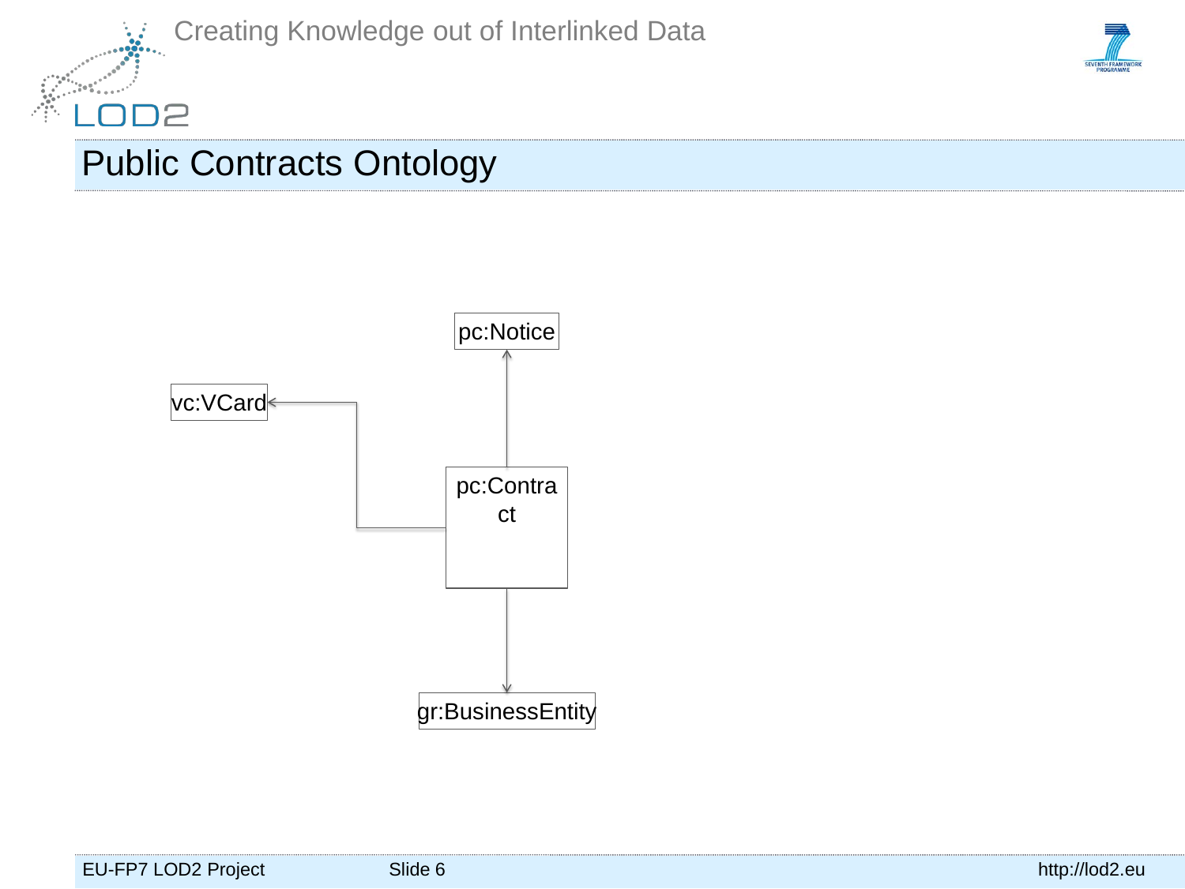# Public Contracts Ontology

pc:Notice

vc:VCard

pc:Contract

gr:BusinessEntity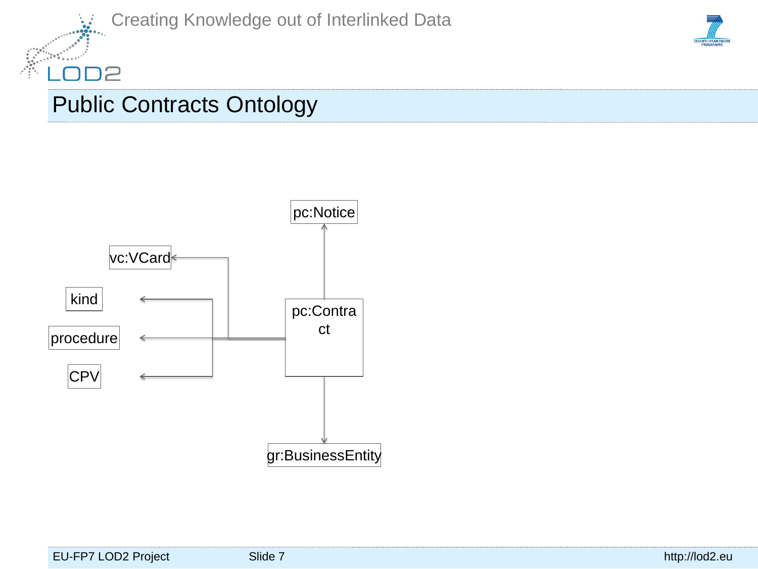# Public Contracts Ontology

pc:Notice

vc:VCard

kind

procedure

CPV

pc:Contract

gr:BusinessEntity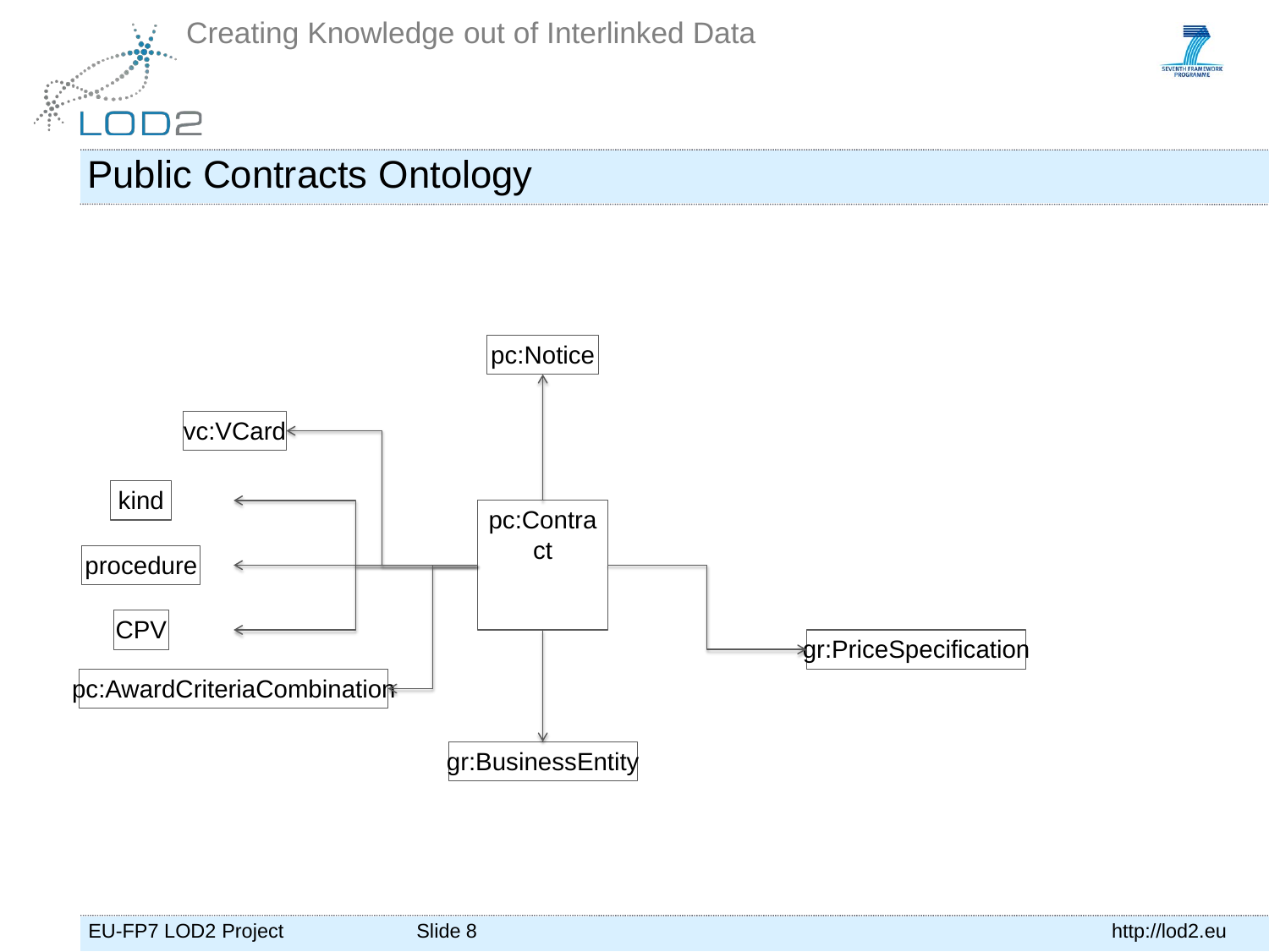# Public Contracts Ontology

pc:Notice

vc:VCard

kind

procedure

CPV

pc:AwardCriteriaCombination

pc:Contract

gr:PriceSpecification

gr:BusinessEntity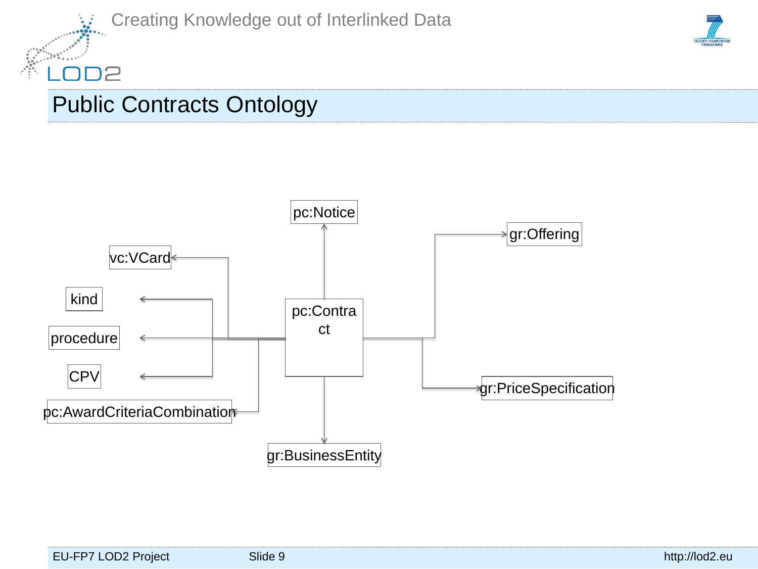# Public Contracts Ontology

pc:Notice

vc:VCard

gr:Offering

kind

procedure

CPV

pc:Contract

gr:PriceSpecification

pc:AwardCriteriaCombination

gr:BusinessEntity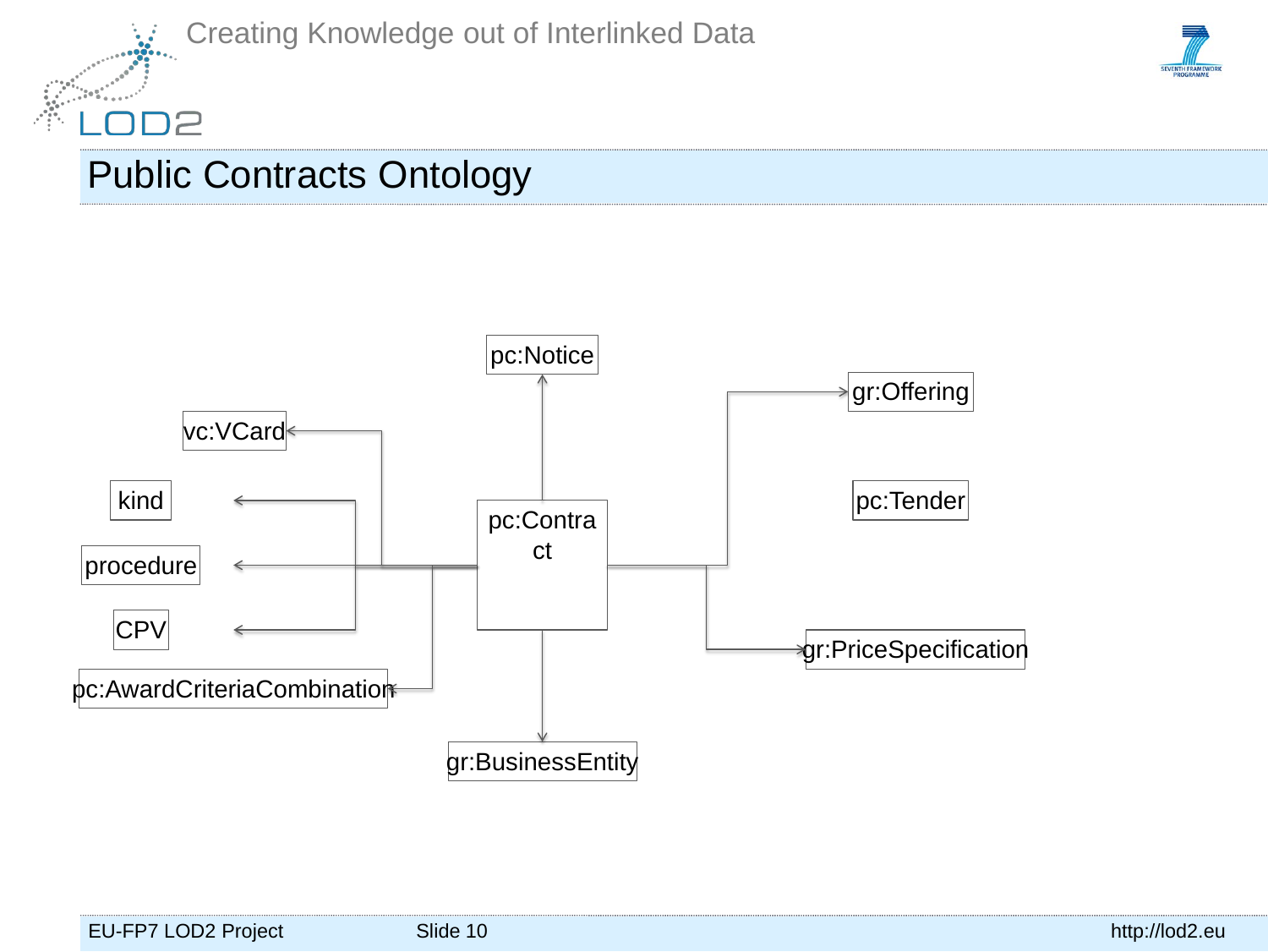# Public Contracts Ontology

pc:Notice

vc:VCard

gr:Offering

kind

pc:Contract

pc:Tender

procedure

CPV

gr:PriceSpecification

pc:AwardCriteriaCombination

gr:BusinessEntity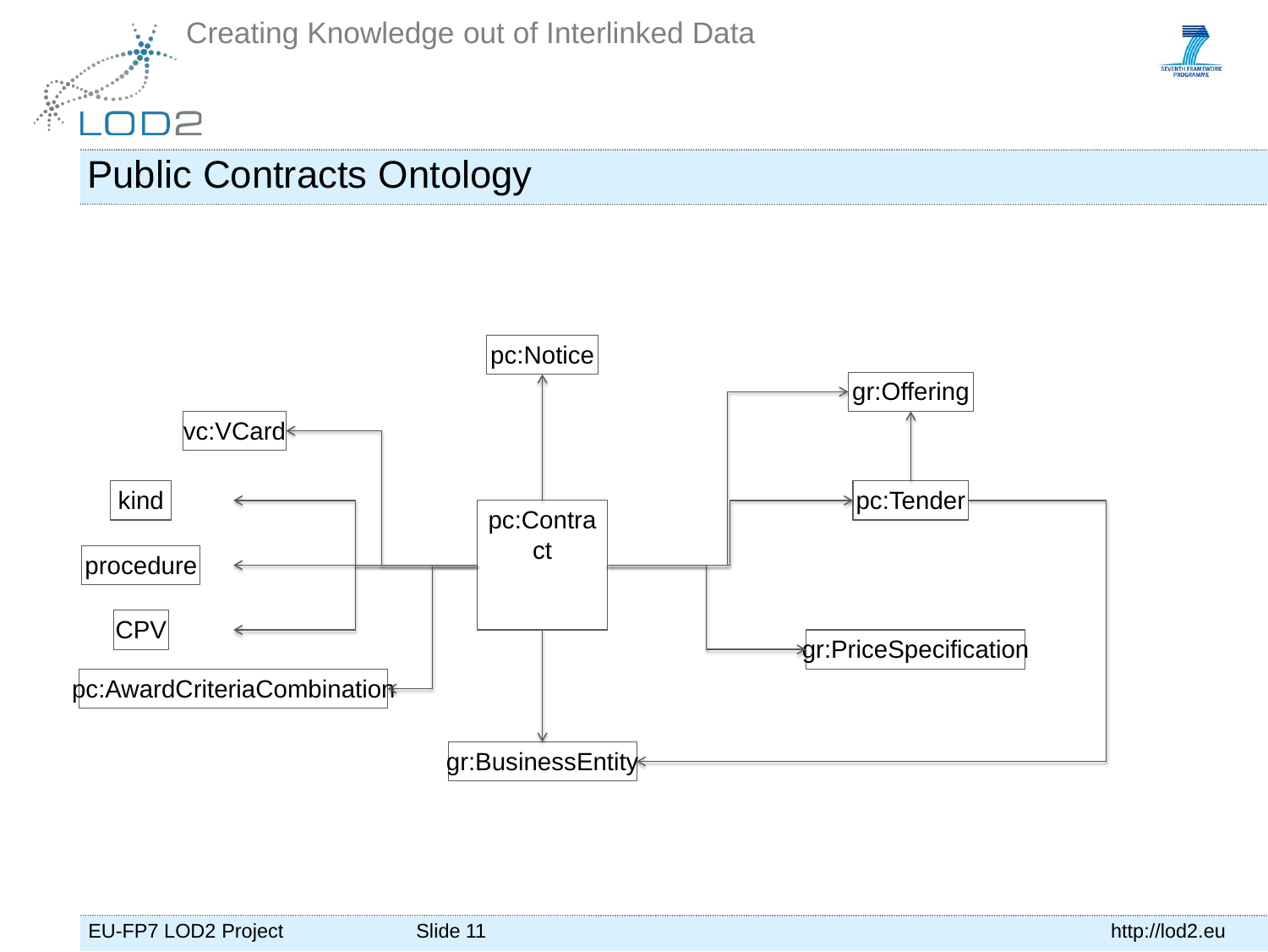# Public Contracts Ontology

pc:Notice

vc:VCard

gr:Offering

kind

pc:Contract

pc:Tender

procedure

CPV

gr:PriceSpecification

pc:AwardCriteriaCombination

gr:BusinessEntity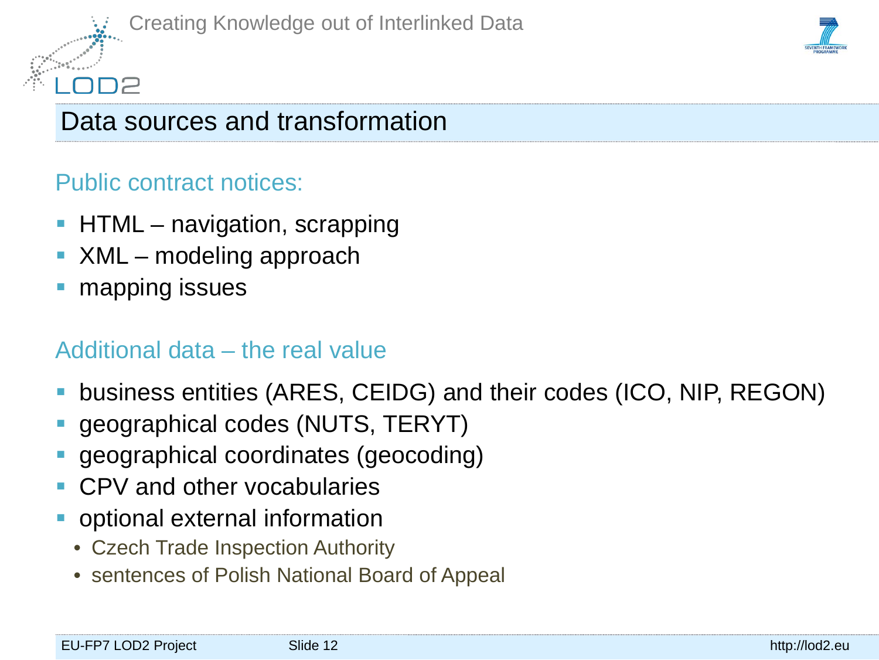## Data sources and transformation

### Public contract notices:

- HTML – navigation, scrapping
- XML – modeling approach
- mapping issues

### Additional data – the real value

- business entities (ARES, CEIDG) and their codes (ICO, NIP, REGON)
- geographical codes (NUTS, TERYT)
- geographical coordinates (geocoding)
- CPV and other vocabularies
- optional external information
  - Czech Trade Inspection Authority
  - sentences of Polish National Board of Appeal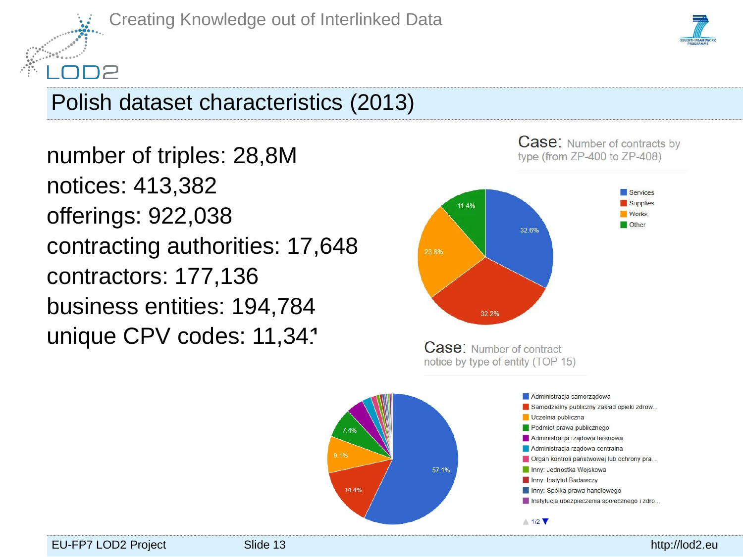# Polish dataset characteristics (2013)

number of triples: 28,8M
notices: 413,382
offerings: 922,038
contracting authorities: 17,648
contractors: 177,136
business entities: 194,784
unique CPV codes: 11,341

Case: Number of contracts by type (from ZP-400 to ZP-408)

Services
Supplies
Works
Other

32.6%
32.2%
23.8%
11.4%

Case: Number of contract notice by type of entity (TOP 15)

Administracja samorządowa
Samodzielny publiczny zakład opieki zdrow...
Uczelnia publiczna
Podmiot prawa publicznego
Administracja rządowa terenowa
Administracja rządowa centralna
Organ kontroli państwowej lub ochrony pra...
Inny: Jednostka Wojskowa
Inny: Instytut Badawczy
Inny: Spółka prawa handlowego
Instytucja ubezpieczenia społecznego i zdro...

1/2

57.1%
14.4%
9.1%
7.4%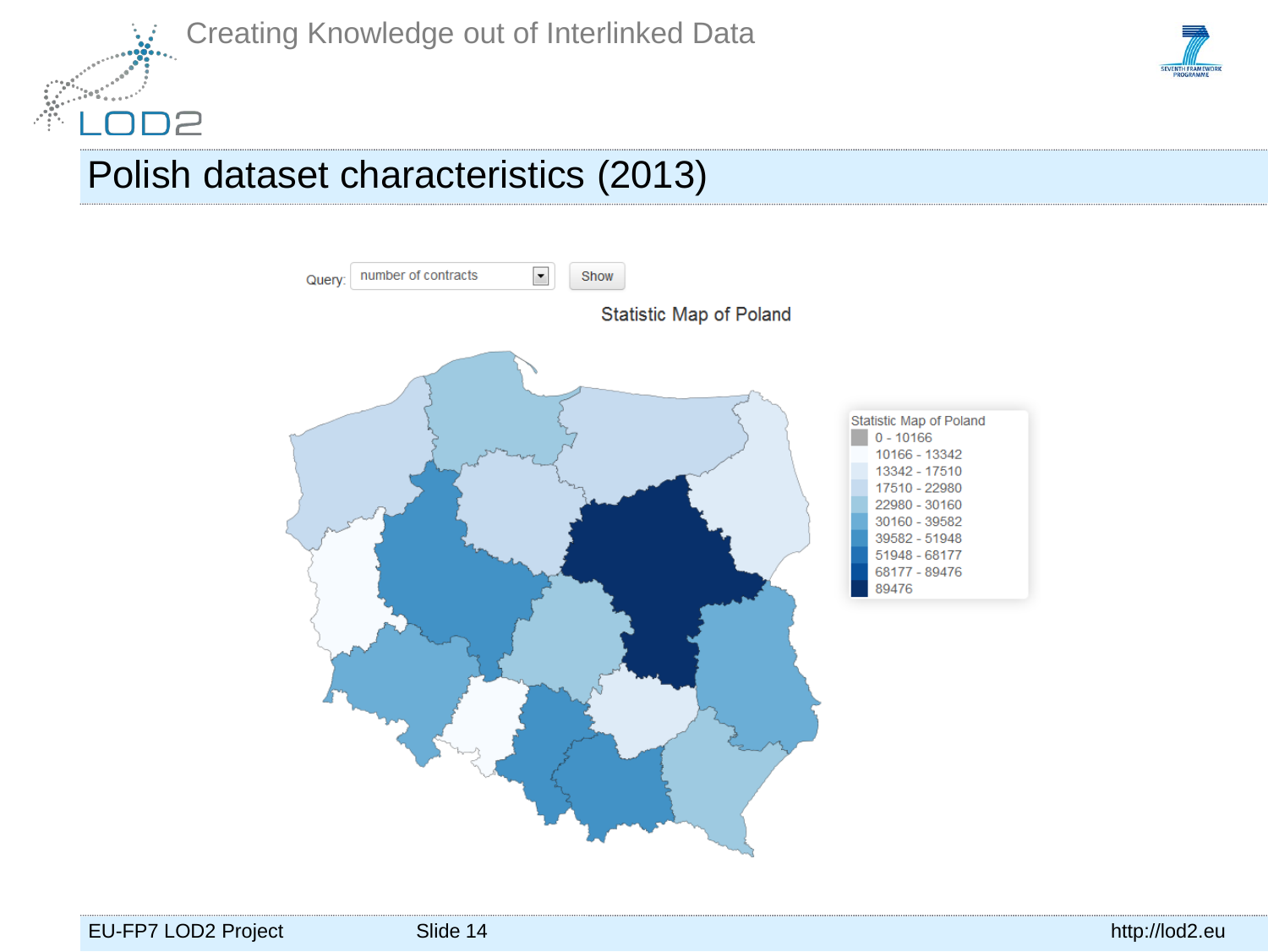# Polish dataset characteristics (2013)

Query: number of contracts

Show

Statistic Map of Poland

Statistic Map of Poland

0 - 10166

10166 - 13342

13342 - 17510

17510 - 22980

22980 - 30160

30160 - 39582

39582 - 51948

51948 - 68177

68177 - 89476

89476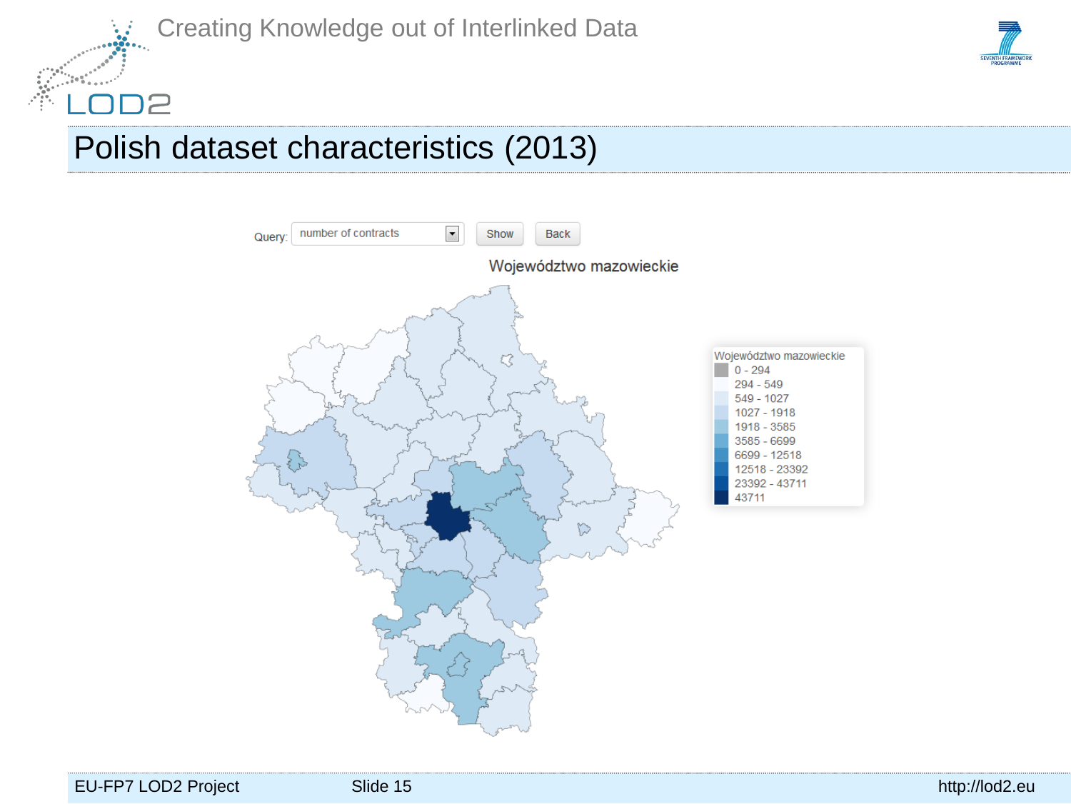# Polish dataset characteristics (2013)

Query: number of contracts Show Back

Województwo mazowieckie

Województwo mazowieckie
0 - 294
294 - 549
549 - 1027
1027 - 1918
1918 - 3585
3585 - 6699
6699 - 12518
12518 - 23392
23392 - 43711
43711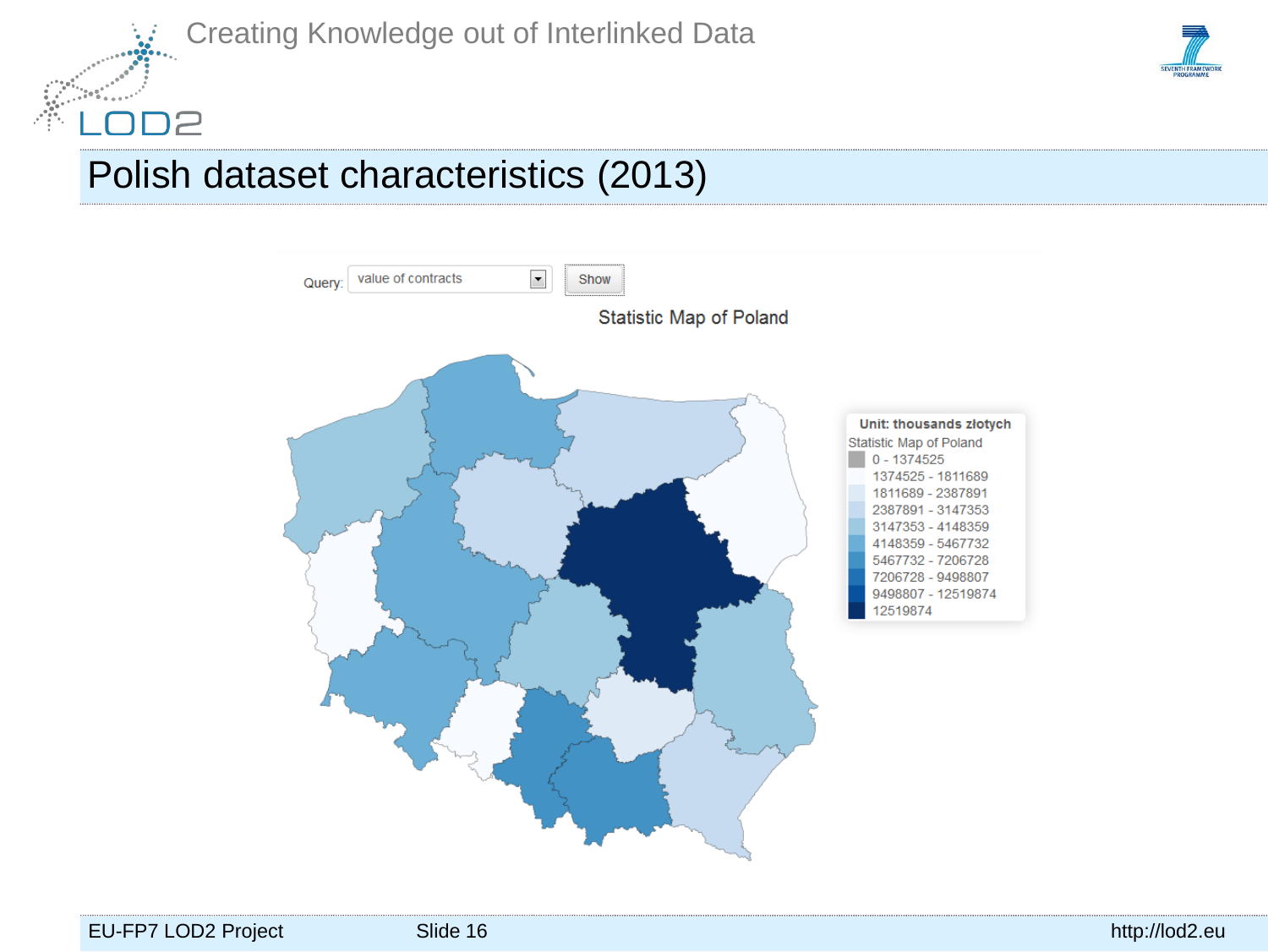# Polish dataset characteristics (2013)

Query: value of contracts Show

Statistic Map of Poland

Unit: thousands złotych

Statistic Map of Poland

0 - 1374525

1374525 - 1811689

1811689 - 2387891

2387891 - 3147353

3147353 - 4148359

4148359 - 5467732

5467732 - 7206728

7206728 - 9498807

9498807 - 12519874

12519874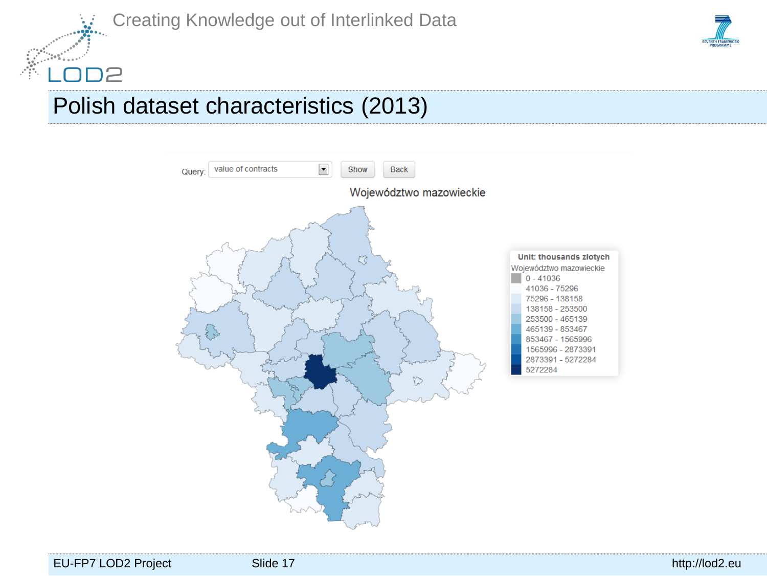# Polish dataset characteristics (2013)

Query: value of contracts
Show
Back

Województwo mazowieckie

Unit: thousands złotych
Województwo mazowieckie
0 - 41036
41036 - 75296
75296 - 138158
138158 - 253500
253500 - 465139
465139 - 853467
853467 - 1565996
1565996 - 2873391
2873391 - 5272284
5272284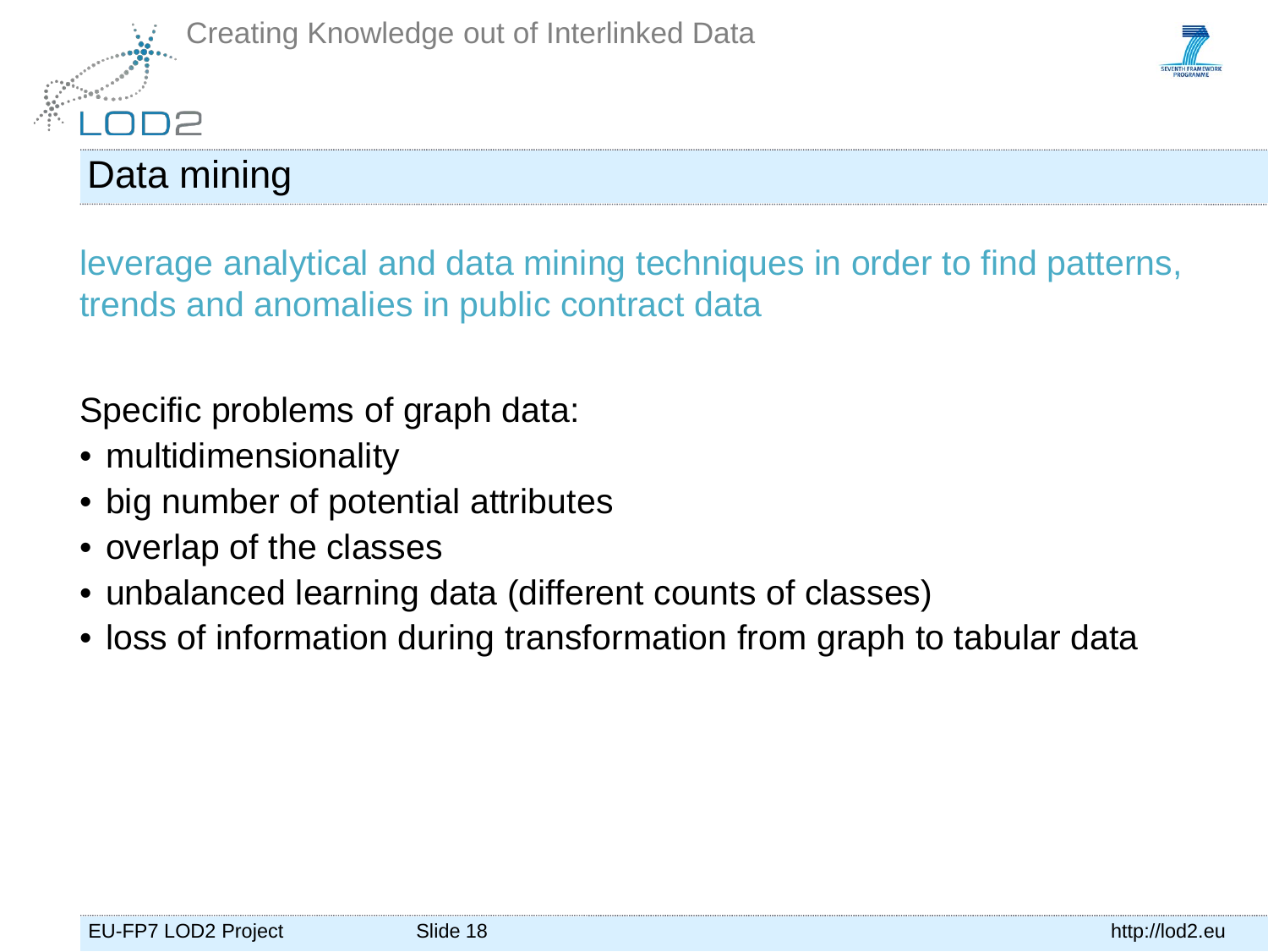# Data mining

leverage analytical and data mining techniques in order to find patterns, trends and anomalies in public contract data

Specific problems of graph data:

- multidimensionality
- big number of potential attributes
- overlap of the classes
- unbalanced learning data (different counts of classes)
- loss of information during transformation from graph to tabular data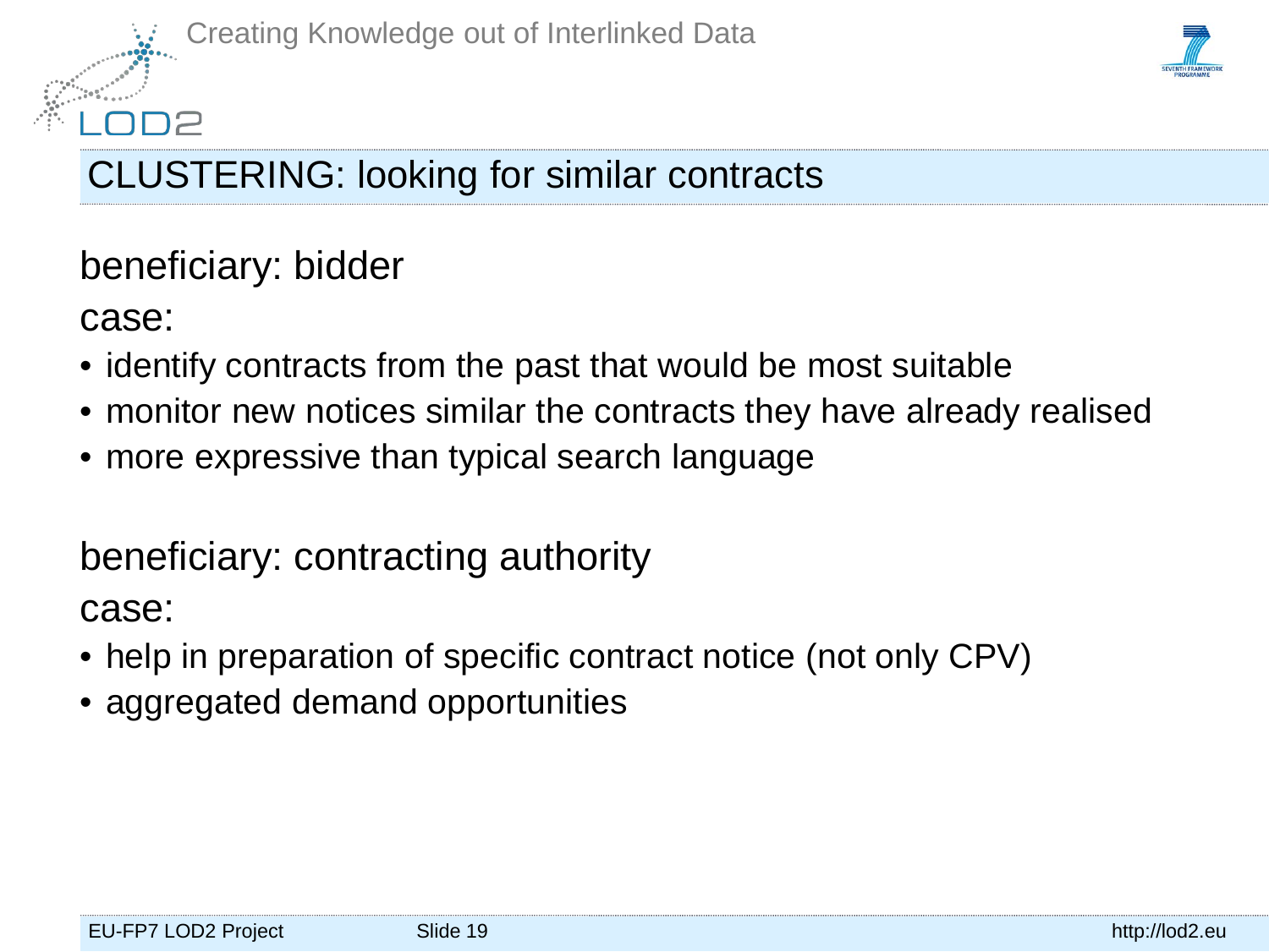## CLUSTERING: looking for similar contracts

beneficiary: bidder

case:

- identify contracts from the past that would be most suitable
- monitor new notices similar the contracts they have already realised
- more expressive than typical search language

beneficiary: contracting authority

case:

- help in preparation of specific contract notice (not only CPV)
- aggregated demand opportunities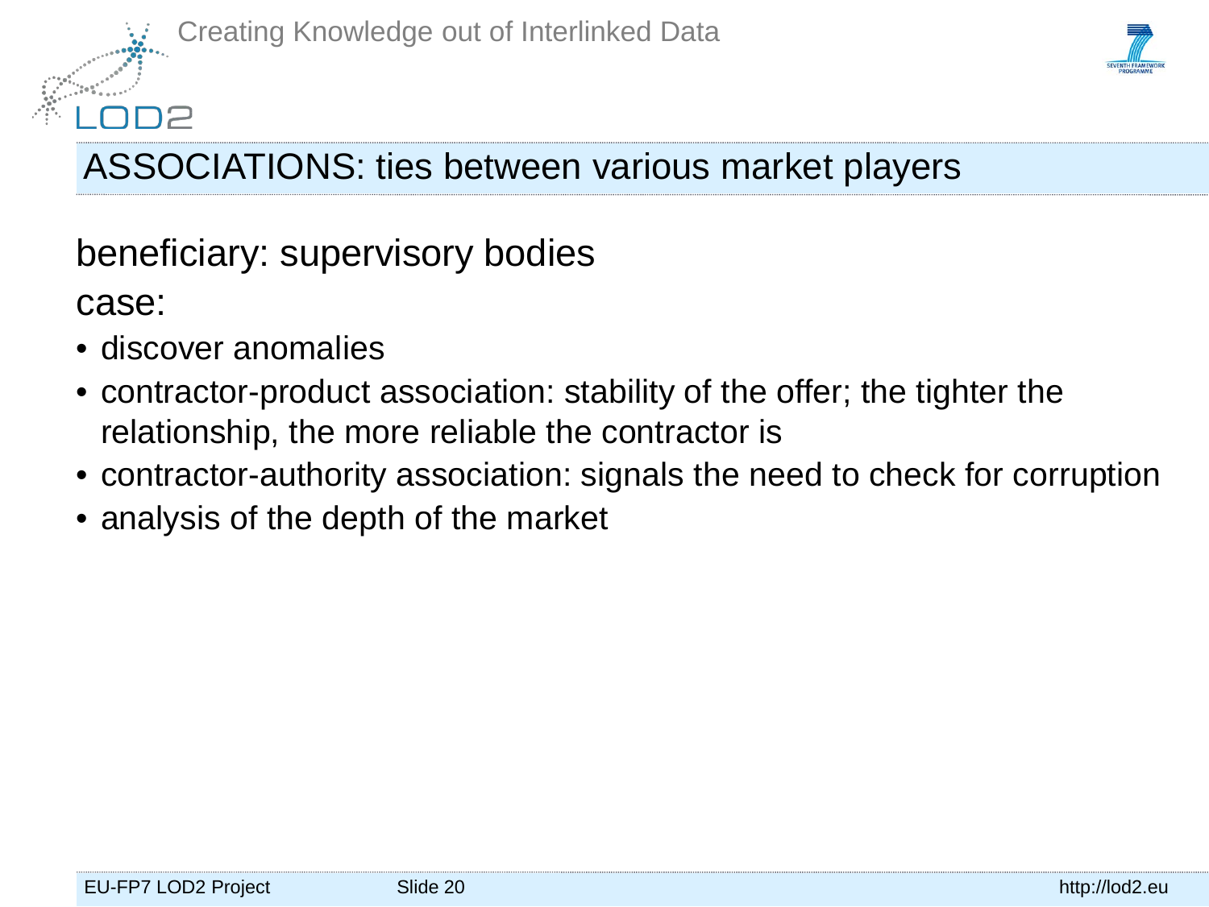## ASSOCIATIONS: ties between various market players

beneficiary: supervisory bodies

case:

- discover anomalies
- contractor-product association: stability of the offer; the tighter the relationship, the more reliable the contractor is
- contractor-authority association: signals the need to check for corruption
- analysis of the depth of the market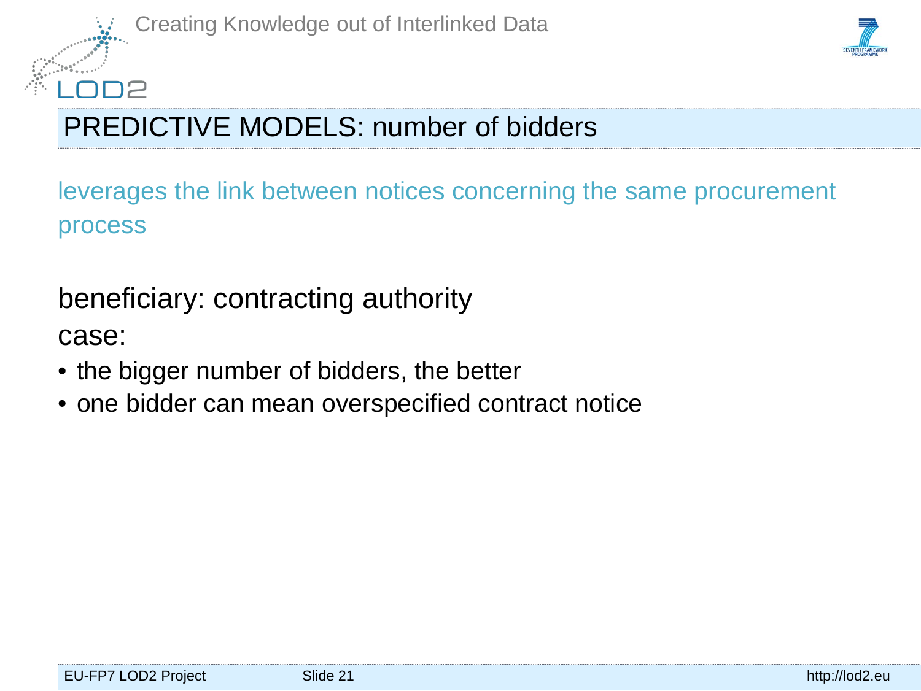# PREDICTIVE MODELS: number of bidders

leverages the link between notices concerning the same procurement process

beneficiary: contracting authority

case:

- the bigger number of bidders, the better
- one bidder can mean overspecified contract notice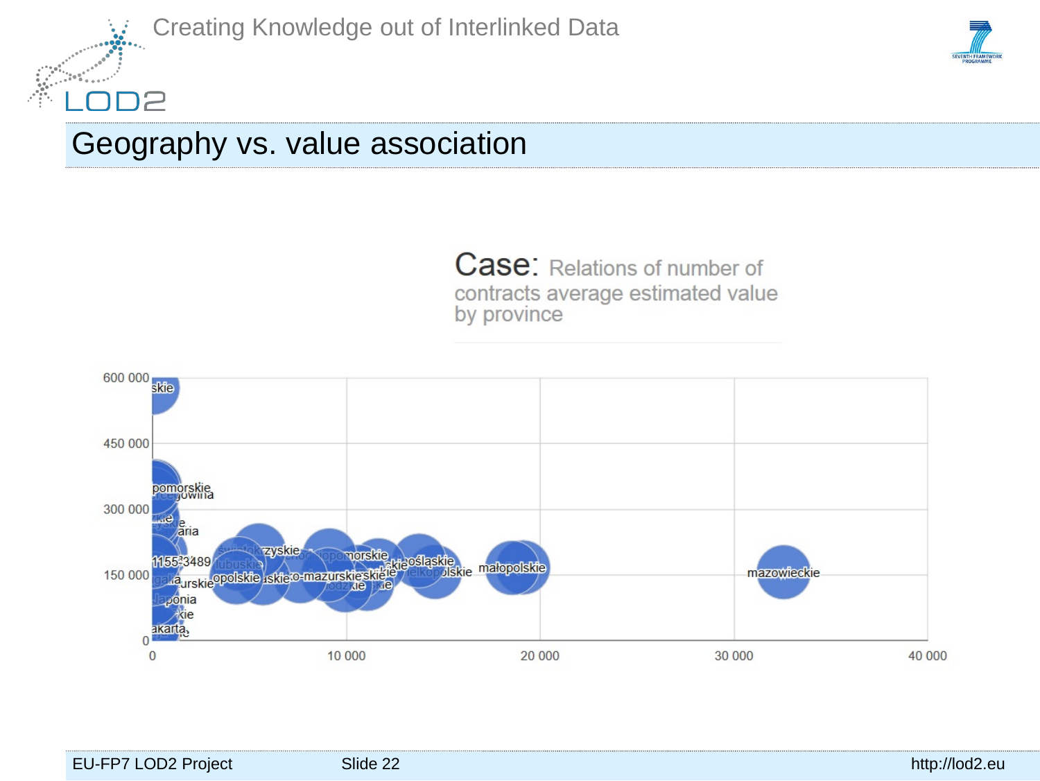## Geography vs. value association

**Case:** Relations of number of contracts average estimated value by province

600 000
450 000
300 000
150 000
0

0
10 000
20 000
30 000
40 000

skie
pomorskie
gowina
kie
aria
1155 3489
świętokrzyskie
lubuskie
opolskie
pomorskie
ośląskie
wielkopolskie
małopolskie
mazowieckie
urskie
o-mazurskie
łódzkie
Japonia
kie
akarta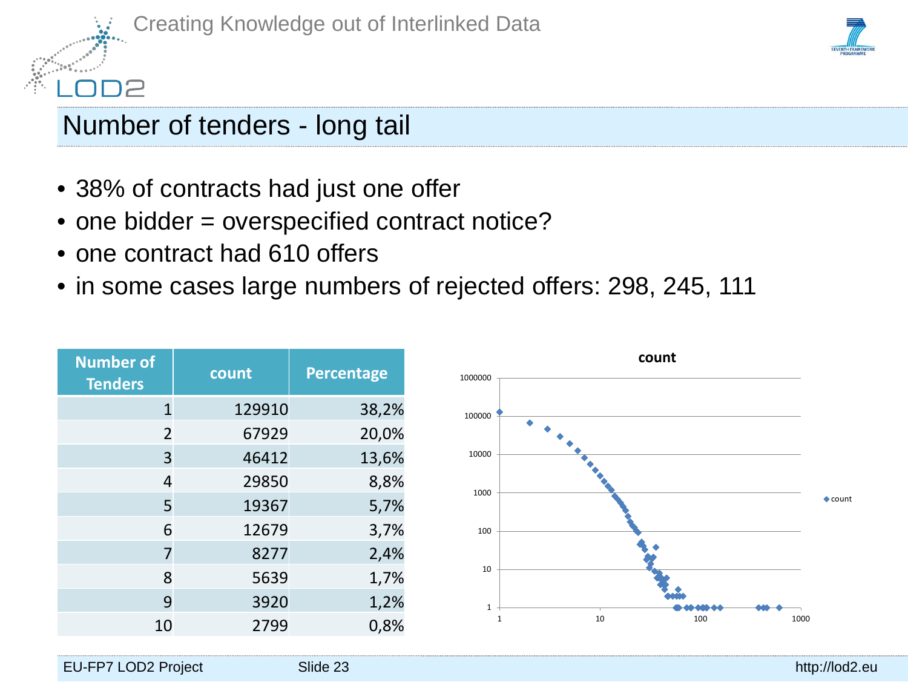# Number of tenders - long tail

- 38% of contracts had just one offer
- one bidder = overspecified contract notice?
- one contract had 610 offers
- in some cases large numbers of rejected offers: 298, 245, 111

| Number of Tenders | count | Percentage |
|---|---|---|
| 1 | 129910 | 38,2% |
| 2 | 67929 | 20,0% |
| 3 | 46412 | 13,6% |
| 4 | 29850 | 8,8% |
| 5 | 19367 | 5,7% |
| 6 | 12679 | 3,7% |
| 7 | 8277 | 2,4% |
| 8 | 5639 | 1,7% |
| 9 | 3920 | 1,2% |
| 10 | 2799 | 0,8% |

count

1000000
100000
10000
1000
100
10
1

1
10
100
1000

count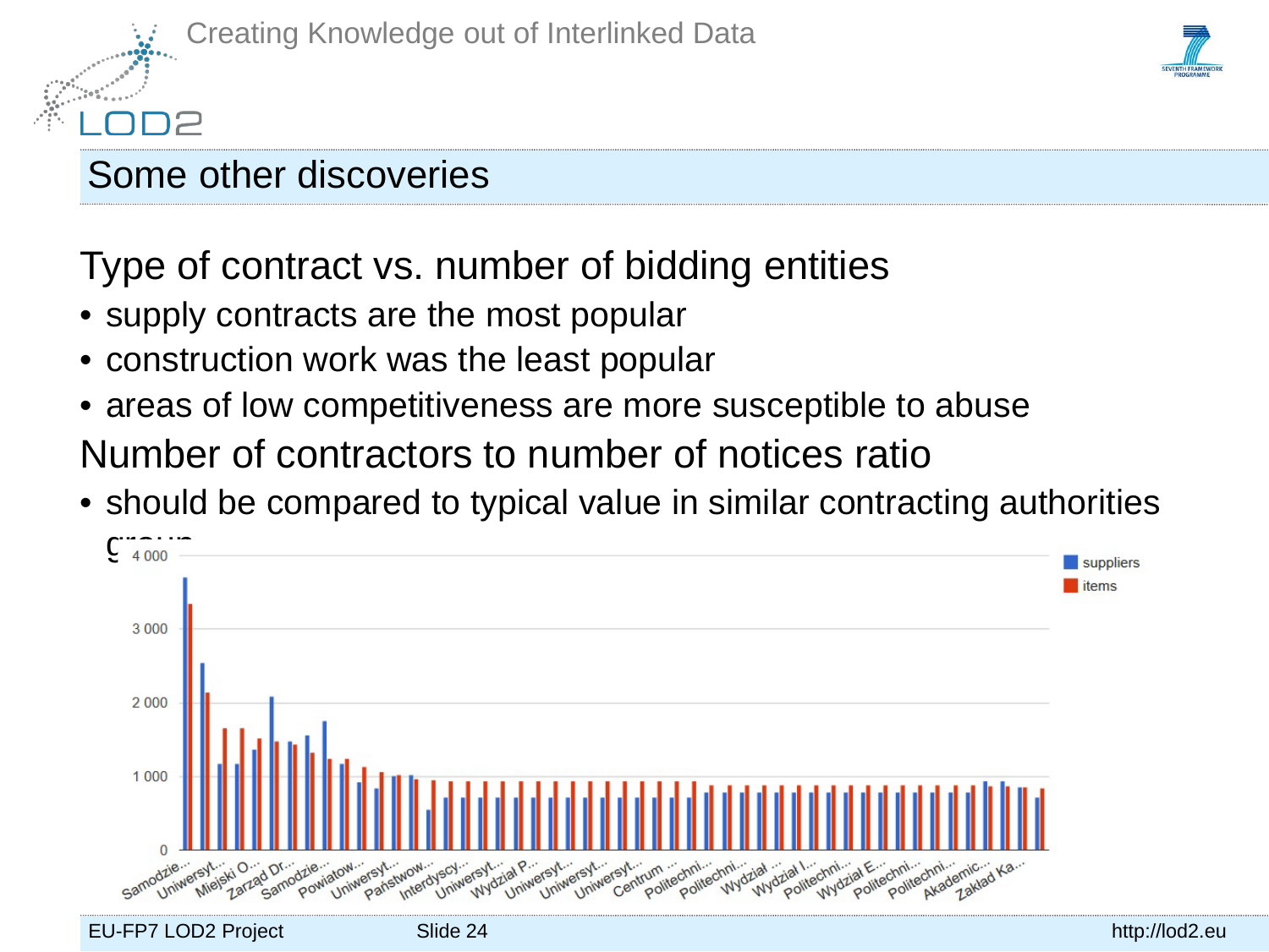## Some other discoveries

Type of contract vs. number of bidding entities

- supply contracts are the most popular
- construction work was the least popular
- areas of low competitiveness are more susceptible to abuse

Number of contractors to number of notices ratio

- should be compared to typical value in similar contracting authorities group

4 000
3 000
2 000
1 000
0

suppliers
items

Samodzie... Uniwersyt... Miejski O... Zarząd Dr... Samodzie... Powiatow... Uniwersyt... Państwow... Interdyscy... Uniwersyt... Wydział P... Uniwersyt... Uniwersyt... Centrum ... Politechni... Politechni... Wydział ... Wydział I... Politechni... Wydział E... Politechni... Politechni... Akademic... Zakład Ka...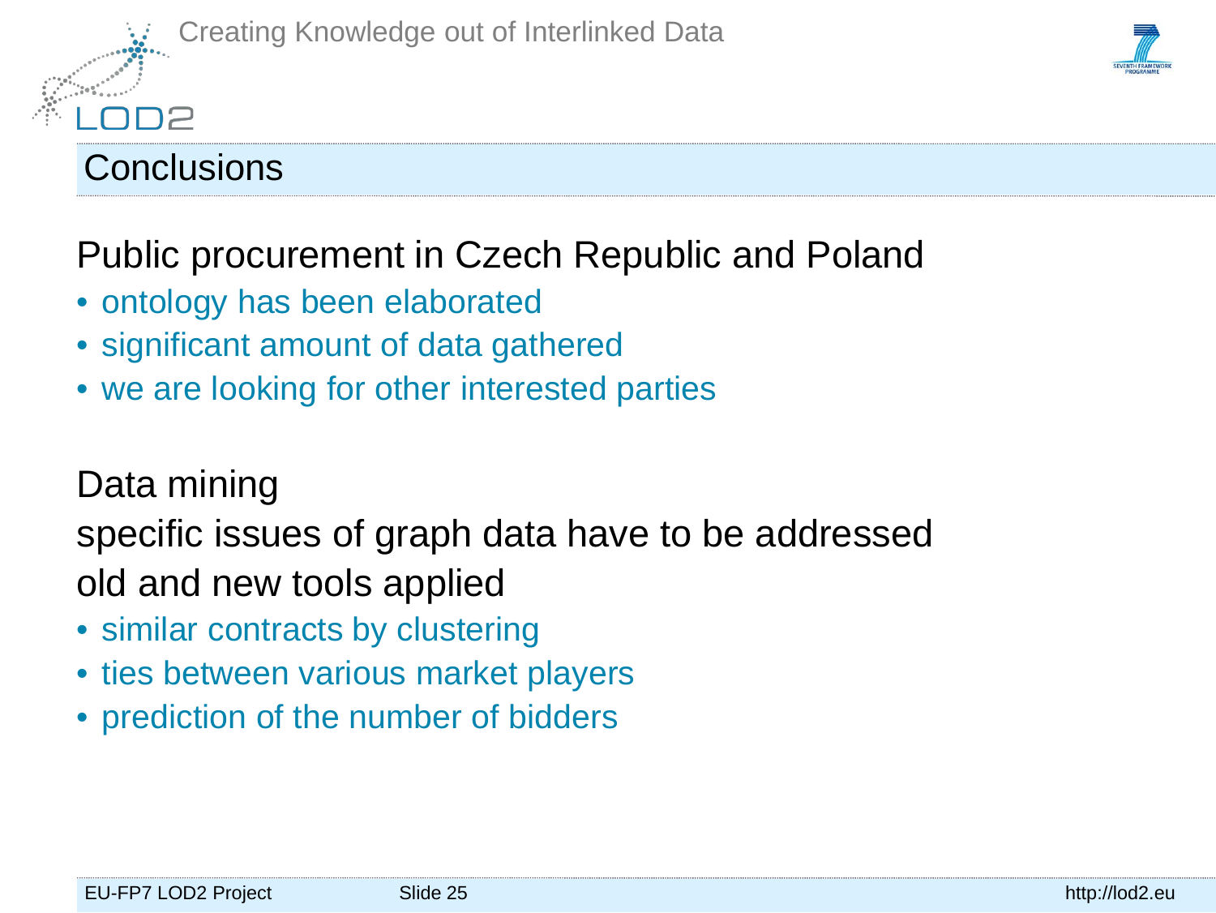# Conclusions

Public procurement in Czech Republic and Poland

- ontology has been elaborated
- significant amount of data gathered
- we are looking for other interested parties

Data mining

specific issues of graph data have to be addressed

old and new tools applied

- similar contracts by clustering
- ties between various market players
- prediction of the number of bidders